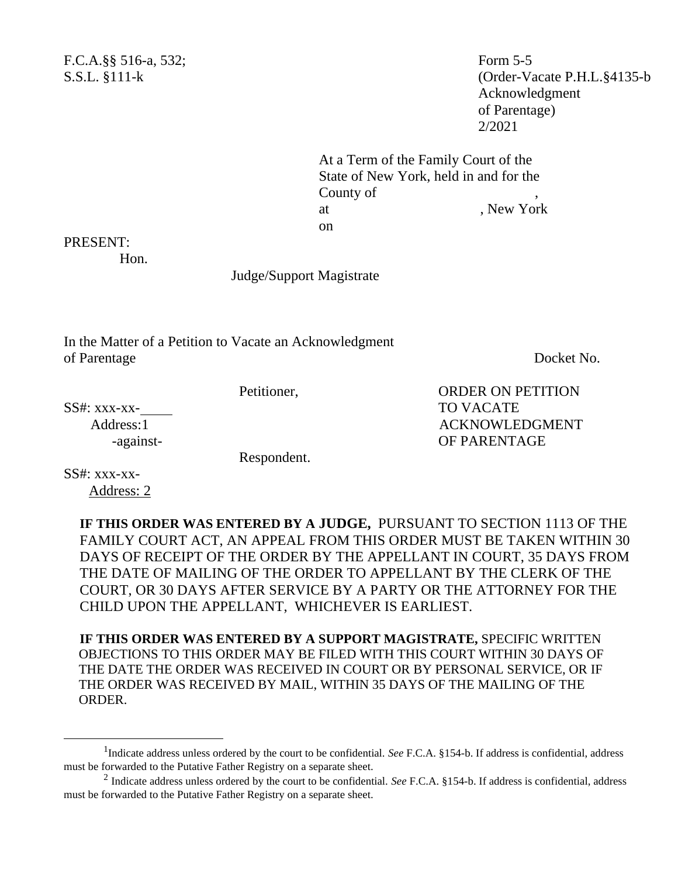F.C.A.§§ 516-a, 532;
S.S.L. §111-k

Form 5-5
(Order-Vacate P.H.L.§4135-b Acknowledgment of Parentage)
2/2021

At a Term of the Family Court of the State of New York, held in and for the County of ,
at , New York
on

PRESENT:
Hon.
Judge/Support Magistrate

In the Matter of a Petition to Vacate an Acknowledgment of Parentage

Docket No.

Petitioner,
SS#: xxx-xx-____
Address:[1]

-against-

Respondent.
SS#: xxx-xx-
Address: [2]

ORDER ON PETITION TO VACATE ACKNOWLEDGMENT OF PARENTAGE

**IF THIS ORDER WAS ENTERED BY A JUDGE,** PURSUANT TO SECTION 1113 OF THE FAMILY COURT ACT, AN APPEAL FROM THIS ORDER MUST BE TAKEN WITHIN 30 DAYS OF RECEIPT OF THE ORDER BY THE APPELLANT IN COURT, 35 DAYS FROM THE DATE OF MAILING OF THE ORDER TO APPELLANT BY THE CLERK OF THE COURT, OR 30 DAYS AFTER SERVICE BY A PARTY OR THE ATTORNEY FOR THE CHILD UPON THE APPELLANT, WHICHEVER IS EARLIEST.

**IF THIS ORDER WAS ENTERED BY A SUPPORT MAGISTRATE,** SPECIFIC WRITTEN OBJECTIONS TO THIS ORDER MAY BE FILED WITH THIS COURT WITHIN 30 DAYS OF THE DATE THE ORDER WAS RECEIVED IN COURT OR BY PERSONAL SERVICE, OR IF THE ORDER WAS RECEIVED BY MAIL, WITHIN 35 DAYS OF THE MAILING OF THE ORDER.

---

[1] Indicate address unless ordered by the court to be confidential. *See* F.C.A. §154-b. If address is confidential, address must be forwarded to the Putative Father Registry on a separate sheet.

[2] Indicate address unless ordered by the court to be confidential. *See* F.C.A. §154-b. If address is confidential, address must be forwarded to the Putative Father Registry on a separate sheet.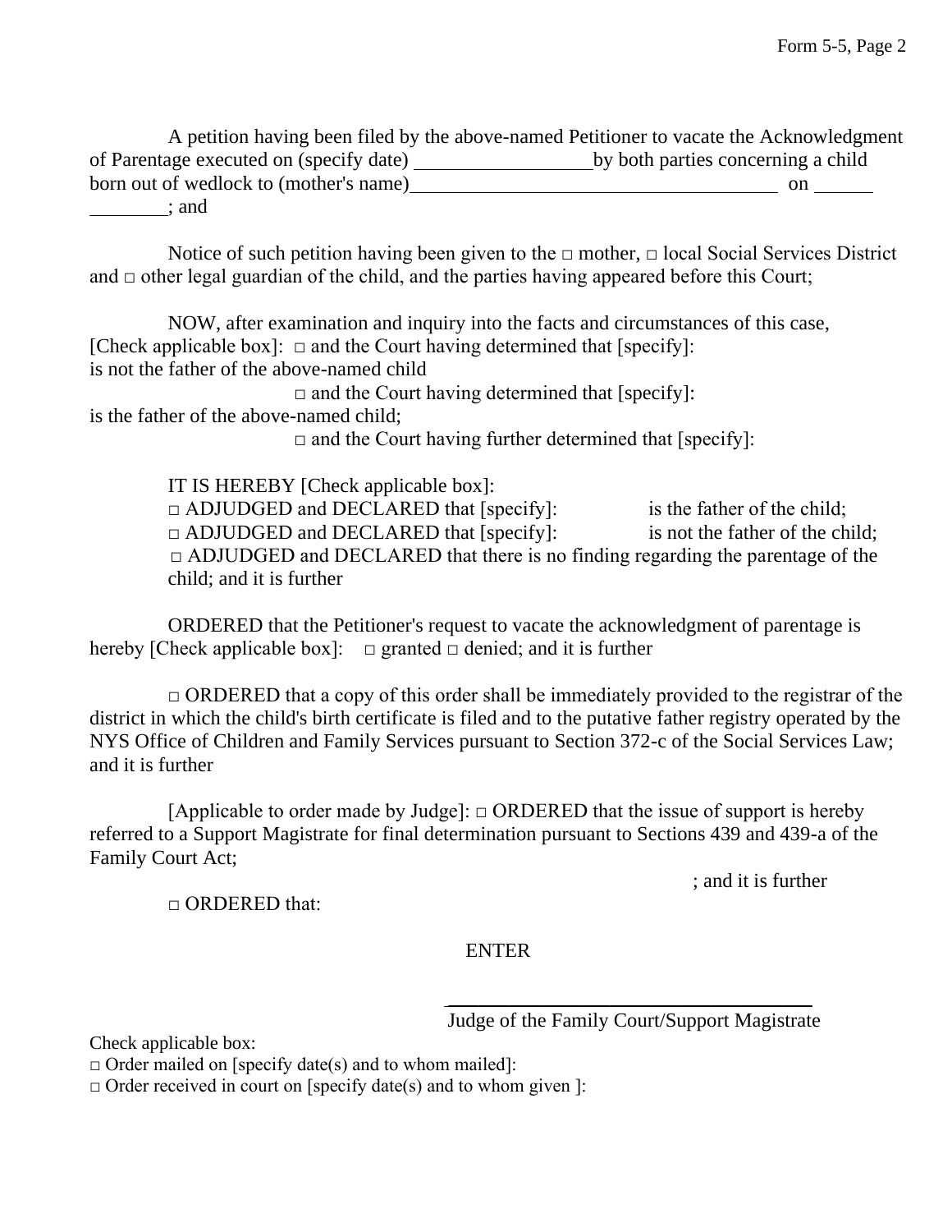A petition having been filed by the above-named Petitioner to vacate the Acknowledgment of Parentage executed on (specify date) ________________ by both parties concerning a child born out of wedlock to (mother's name)___________________________________ on ______ ________; and

Notice of such petition having been given to the □ mother, □ local Social Services District and □ other legal guardian of the child, and the parties having appeared before this Court;

NOW, after examination and inquiry into the facts and circumstances of this case, [Check applicable box]: □ and the Court having determined that [specify]:
is not the father of the above-named child

□ and the Court having determined that [specify]:
is the father of the above-named child;

□ and the Court having further determined that [specify]:

IT IS HEREBY [Check applicable box]:

□ ADJUDGED and DECLARED that [specify]: is the father of the child;

□ ADJUDGED and DECLARED that [specify]: is not the father of the child;

□ ADJUDGED and DECLARED that there is no finding regarding the parentage of the child; and it is further

ORDERED that the Petitioner's request to vacate the acknowledgment of parentage is hereby [Check applicable box]: □ granted □ denied; and it is further

□ ORDERED that a copy of this order shall be immediately provided to the registrar of the district in which the child's birth certificate is filed and to the putative father registry operated by the NYS Office of Children and Family Services pursuant to Section 372-c of the Social Services Law; and it is further

[Applicable to order made by Judge]: □ ORDERED that the issue of support is hereby referred to a Support Magistrate for final determination pursuant to Sections 439 and 439-a of the Family Court Act;

; and it is further

□ ORDERED that:

ENTER

_________________________________
Judge of the Family Court/Support Magistrate

Check applicable box:

□ Order mailed on [specify date(s) and to whom mailed]:

□ Order received in court on [specify date(s) and to whom given ]: